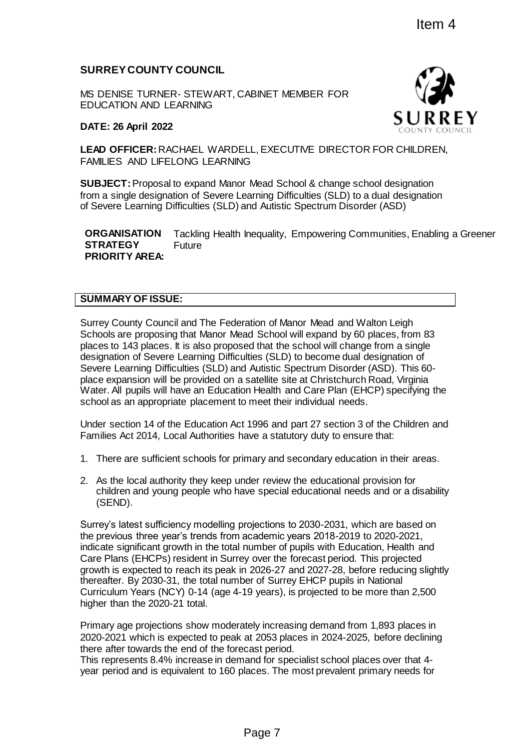Item 4

**SURREY COUNTY COUNCIL**

MS DENISE TURNER- STEWART, CABINET MEMBER FOR EDUCATION AND LEARNING

**DATE: 26 April 2022**

**LEAD OFFICER:** RACHAEL WARDELL, EXECUTIVE DIRECTOR FOR CHILDREN, FAMILIES AND LIFELONG LEARNING

**SUBJECT:** Proposal to expand Manor Mead School & change school designation from a single designation of Severe Learning Difficulties (SLD) to a dual designation of Severe Learning Difficulties (SLD) and Autistic Spectrum Disorder (ASD)

| **ORGANISATION STRATEGY PRIORITY AREA:** | Tackling Health Inequality, Empowering Communities, Enabling a Greener Future |
|---|---|

## SUMMARY OF ISSUE:

Surrey County Council and The Federation of Manor Mead and Walton Leigh Schools are proposing that Manor Mead School will expand by 60 places, from 83 places to 143 places. It is also proposed that the school will change from a single designation of Severe Learning Difficulties (SLD) to become dual designation of Severe Learning Difficulties (SLD) and Autistic Spectrum Disorder (ASD). This 60-place expansion will be provided on a satellite site at Christchurch Road, Virginia Water. All pupils will have an Education Health and Care Plan (EHCP) specifying the school as an appropriate placement to meet their individual needs.

Under section 14 of the Education Act 1996 and part 27 section 3 of the Children and Families Act 2014, Local Authorities have a statutory duty to ensure that:

1. There are sufficient schools for primary and secondary education in their areas.
2. As the local authority they keep under review the educational provision for children and young people who have special educational needs and or a disability (SEND).

Surrey's latest sufficiency modelling projections to 2030-2031, which are based on the previous three year's trends from academic years 2018-2019 to 2020-2021, indicate significant growth in the total number of pupils with Education, Health and Care Plans (EHCPs) resident in Surrey over the forecast period. This projected growth is expected to reach its peak in 2026-27 and 2027-28, before reducing slightly thereafter. By 2030-31, the total number of Surrey EHCP pupils in National Curriculum Years (NCY) 0-14 (age 4-19 years), is projected to be more than 2,500 higher than the 2020-21 total.

Primary age projections show moderately increasing demand from 1,893 places in 2020-2021 which is expected to peak at 2053 places in 2024-2025, before declining there after towards the end of the forecast period.
This represents 8.4% increase in demand for specialist school places over that 4-year period and is equivalent to 160 places. The most prevalent primary needs for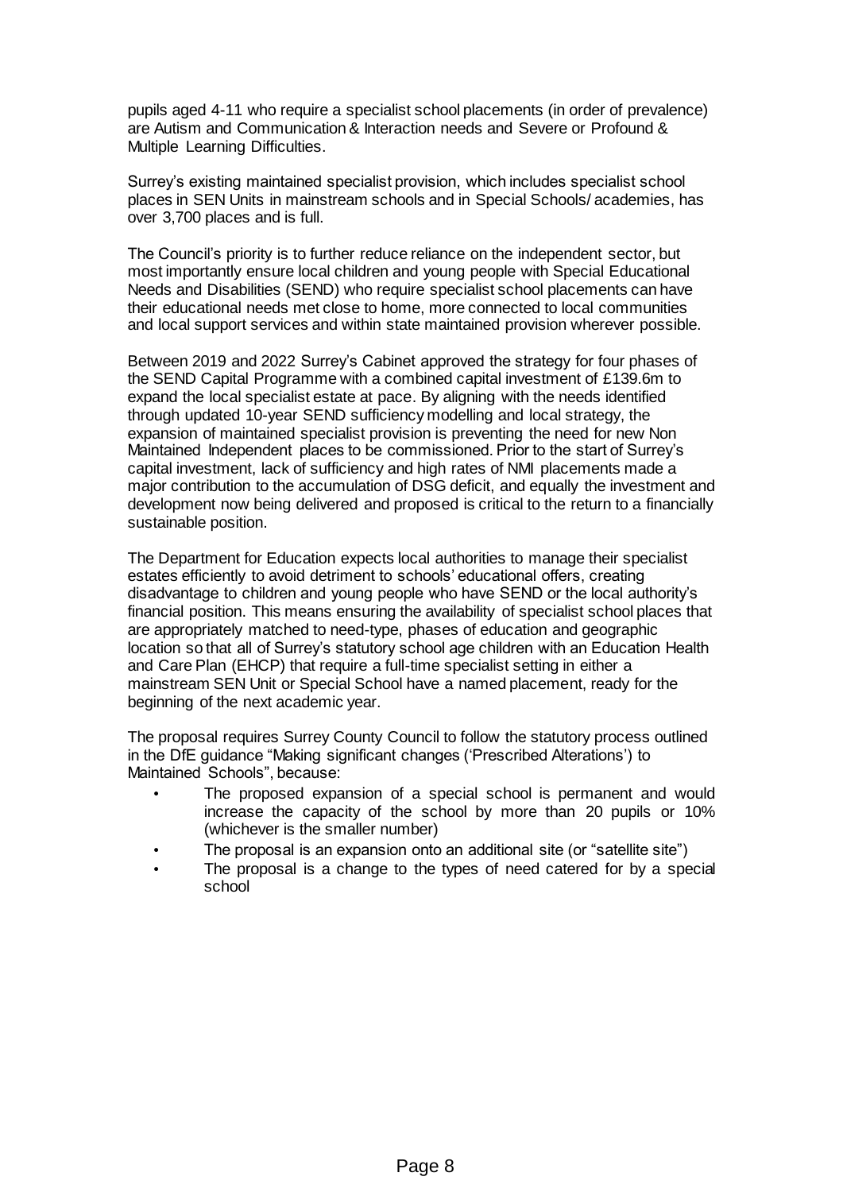pupils aged 4-11 who require a specialist school placements (in order of prevalence) are Autism and Communication & Interaction needs and Severe or Profound & Multiple Learning Difficulties.

Surrey's existing maintained specialist provision, which includes specialist school places in SEN Units in mainstream schools and in Special Schools/ academies, has over 3,700 places and is full.

The Council's priority is to further reduce reliance on the independent sector, but most importantly ensure local children and young people with Special Educational Needs and Disabilities (SEND) who require specialist school placements can have their educational needs met close to home, more connected to local communities and local support services and within state maintained provision wherever possible.

Between 2019 and 2022 Surrey's Cabinet approved the strategy for four phases of the SEND Capital Programme with a combined capital investment of £139.6m to expand the local specialist estate at pace. By aligning with the needs identified through updated 10-year SEND sufficiency modelling and local strategy, the expansion of maintained specialist provision is preventing the need for new Non Maintained Independent places to be commissioned. Prior to the start of Surrey's capital investment, lack of sufficiency and high rates of NMI placements made a major contribution to the accumulation of DSG deficit, and equally the investment and development now being delivered and proposed is critical to the return to a financially sustainable position.

The Department for Education expects local authorities to manage their specialist estates efficiently to avoid detriment to schools' educational offers, creating disadvantage to children and young people who have SEND or the local authority's financial position. This means ensuring the availability of specialist school places that are appropriately matched to need-type, phases of education and geographic location so that all of Surrey's statutory school age children with an Education Health and Care Plan (EHCP) that require a full-time specialist setting in either a mainstream SEN Unit or Special School have a named placement, ready for the beginning of the next academic year.

The proposal requires Surrey County Council to follow the statutory process outlined in the DfE guidance "Making significant changes ('Prescribed Alterations') to Maintained Schools", because:

- The proposed expansion of a special school is permanent and would increase the capacity of the school by more than 20 pupils or 10% (whichever is the smaller number)
- The proposal is an expansion onto an additional site (or "satellite site")
- The proposal is a change to the types of need catered for by a special school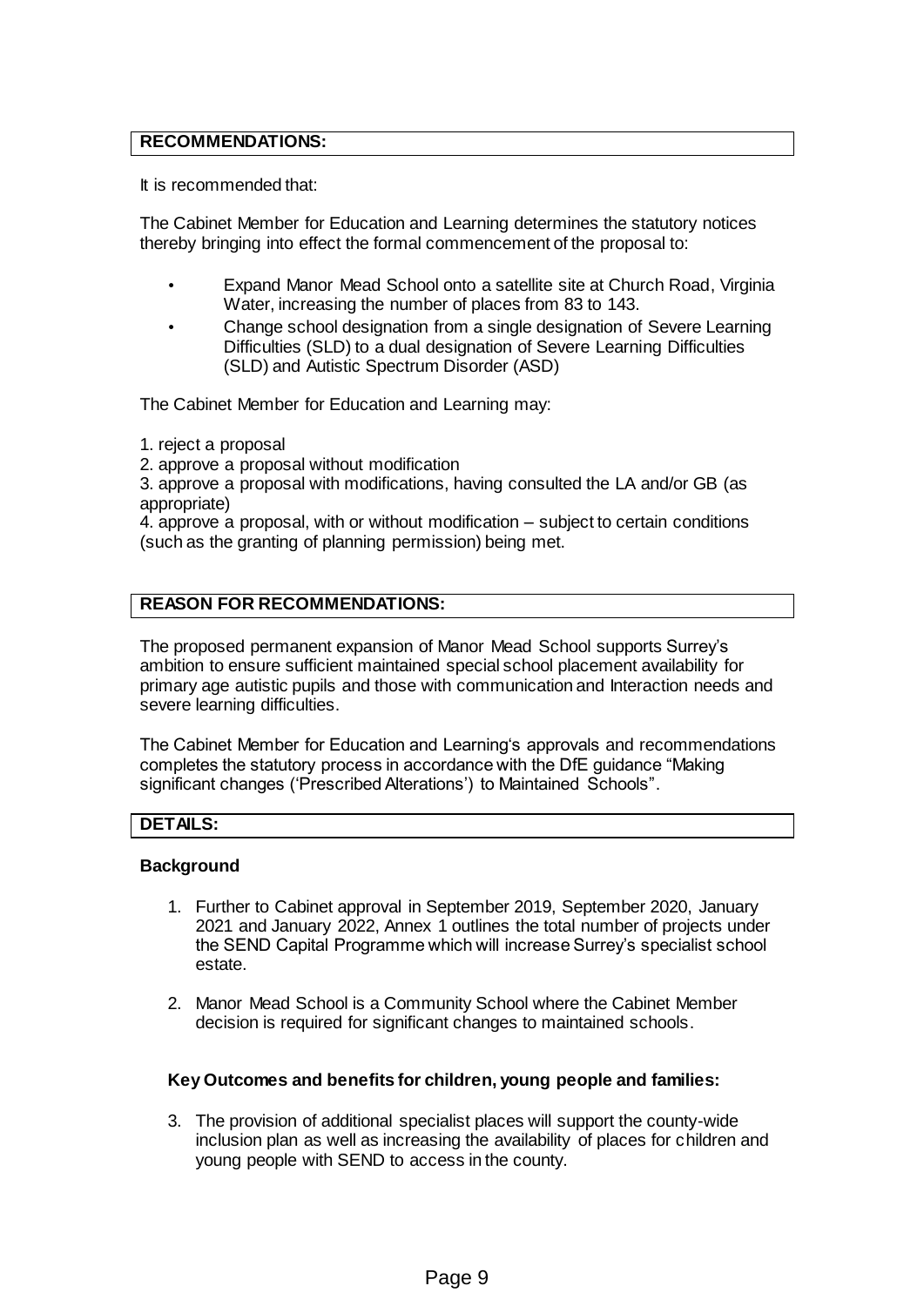## RECOMMENDATIONS:

It is recommended that:

The Cabinet Member for Education and Learning determines the statutory notices thereby bringing into effect the formal commencement of the proposal to:

- Expand Manor Mead School onto a satellite site at Church Road, Virginia Water, increasing the number of places from 83 to 143.
- Change school designation from a single designation of Severe Learning Difficulties (SLD) to a dual designation of Severe Learning Difficulties (SLD) and Autistic Spectrum Disorder (ASD)

The Cabinet Member for Education and Learning may:

1. reject a proposal
2. approve a proposal without modification
3. approve a proposal with modifications, having consulted the LA and/or GB (as appropriate)
4. approve a proposal, with or without modification – subject to certain conditions (such as the granting of planning permission) being met.

## REASON FOR RECOMMENDATIONS:

The proposed permanent expansion of Manor Mead School supports Surrey's ambition to ensure sufficient maintained special school placement availability for primary age autistic pupils and those with communication and Interaction needs and severe learning difficulties.

The Cabinet Member for Education and Learning's approvals and recommendations completes the statutory process in accordance with the DfE guidance "Making significant changes ('Prescribed Alterations') to Maintained Schools".

## DETAILS:

### Background

1. Further to Cabinet approval in September 2019, September 2020, January 2021 and January 2022, Annex 1 outlines the total number of projects under the SEND Capital Programme which will increase Surrey's specialist school estate.
2. Manor Mead School is a Community School where the Cabinet Member decision is required for significant changes to maintained schools.

### Key Outcomes and benefits for children, young people and families:

3. The provision of additional specialist places will support the county-wide inclusion plan as well as increasing the availability of places for children and young people with SEND to access in the county.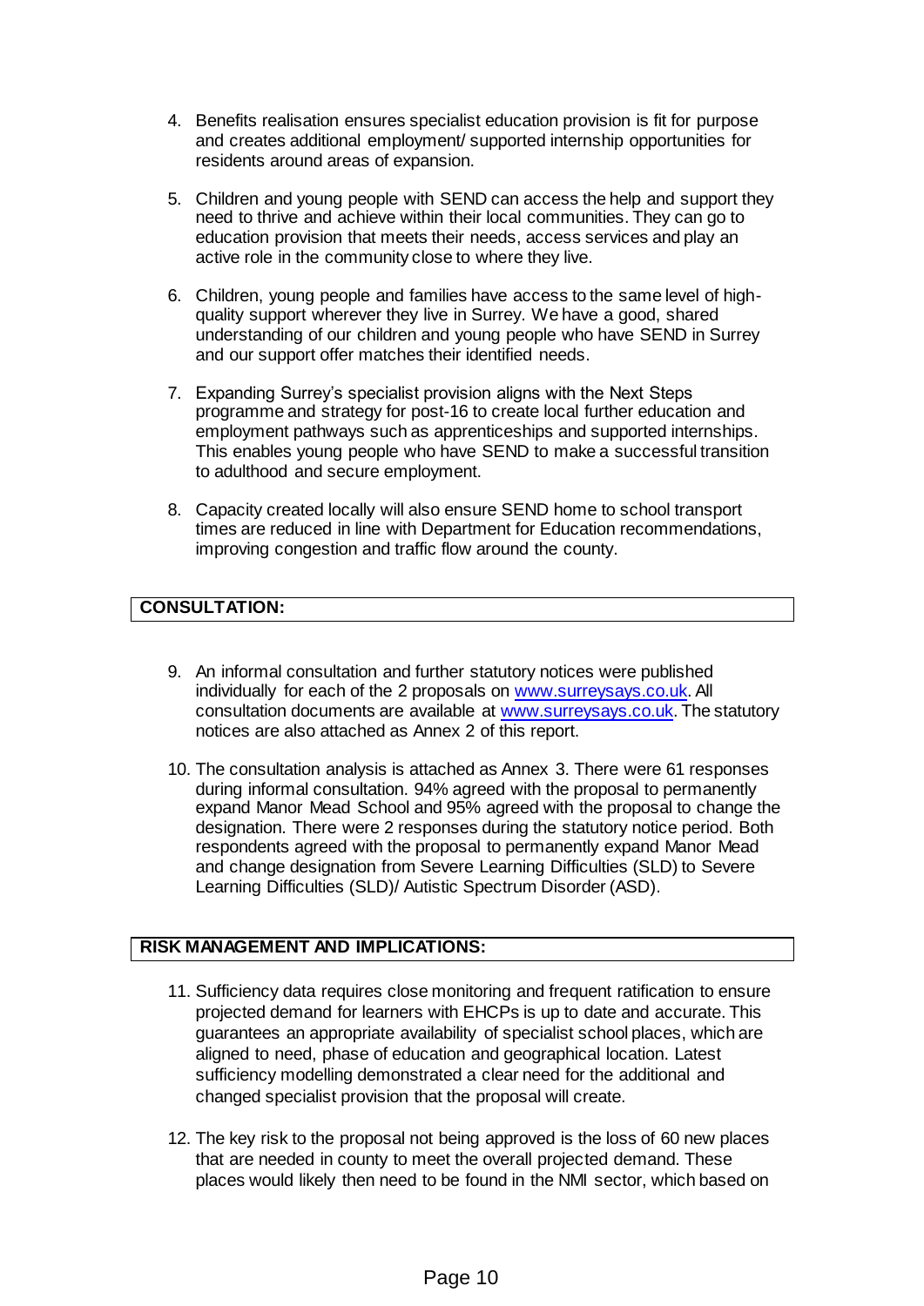4. Benefits realisation ensures specialist education provision is fit for purpose and creates additional employment/ supported internship opportunities for residents around areas of expansion.

5. Children and young people with SEND can access the help and support they need to thrive and achieve within their local communities. They can go to education provision that meets their needs, access services and play an active role in the community close to where they live.

6. Children, young people and families have access to the same level of high-quality support wherever they live in Surrey. We have a good, shared understanding of our children and young people who have SEND in Surrey and our support offer matches their identified needs.

7. Expanding Surrey's specialist provision aligns with the Next Steps programme and strategy for post-16 to create local further education and employment pathways such as apprenticeships and supported internships. This enables young people who have SEND to make a successful transition to adulthood and secure employment.

8. Capacity created locally will also ensure SEND home to school transport times are reduced in line with Department for Education recommendations, improving congestion and traffic flow around the county.

## CONSULTATION:

9. An informal consultation and further statutory notices were published individually for each of the 2 proposals on [www.surreysays.co.uk](http://www.surreysays.co.uk). All consultation documents are available at [www.surreysays.co.uk](http://www.surreysays.co.uk). The statutory notices are also attached as Annex 2 of this report.

10. The consultation analysis is attached as Annex 3. There were 61 responses during informal consultation. 94% agreed with the proposal to permanently expand Manor Mead School and 95% agreed with the proposal to change the designation. There were 2 responses during the statutory notice period. Both respondents agreed with the proposal to permanently expand Manor Mead and change designation from Severe Learning Difficulties (SLD) to Severe Learning Difficulties (SLD)/ Autistic Spectrum Disorder (ASD).

## RISK MANAGEMENT AND IMPLICATIONS:

11. Sufficiency data requires close monitoring and frequent ratification to ensure projected demand for learners with EHCPs is up to date and accurate. This guarantees an appropriate availability of specialist school places, which are aligned to need, phase of education and geographical location. Latest sufficiency modelling demonstrated a clear need for the additional and changed specialist provision that the proposal will create.

12. The key risk to the proposal not being approved is the loss of 60 new places that are needed in county to meet the overall projected demand. These places would likely then need to be found in the NMI sector, which based on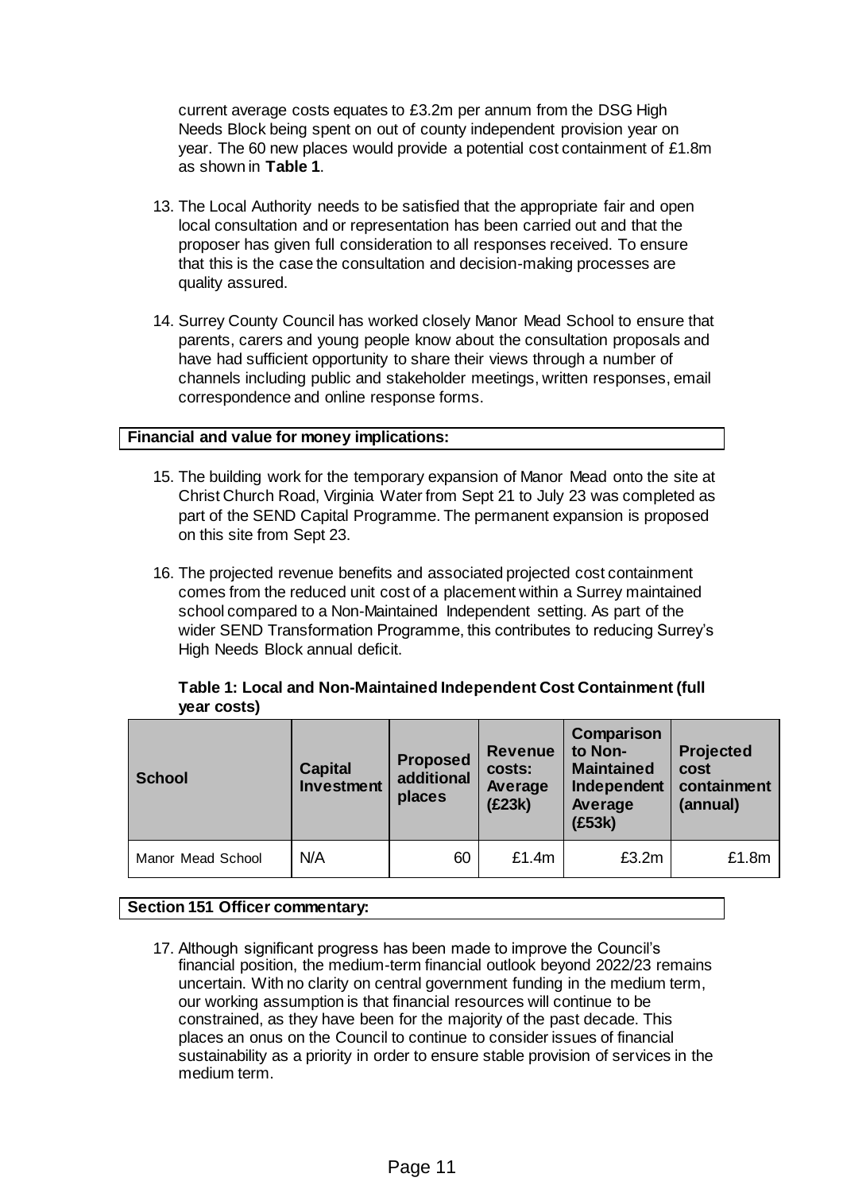current average costs equates to £3.2m per annum from the DSG High Needs Block being spent on out of county independent provision year on year. The 60 new places would provide a potential cost containment of £1.8m as shown in **Table 1**.

13. The Local Authority needs to be satisfied that the appropriate fair and open local consultation and or representation has been carried out and that the proposer has given full consideration to all responses received. To ensure that this is the case the consultation and decision-making processes are quality assured.

14. Surrey County Council has worked closely Manor Mead School to ensure that parents, carers and young people know about the consultation proposals and have had sufficient opportunity to share their views through a number of channels including public and stakeholder meetings, written responses, email correspondence and online response forms.

**Financial and value for money implications:**

15. The building work for the temporary expansion of Manor Mead onto the site at Christ Church Road, Virginia Water from Sept 21 to July 23 was completed as part of the SEND Capital Programme. The permanent expansion is proposed on this site from Sept 23.

16. The projected revenue benefits and associated projected cost containment comes from the reduced unit cost of a placement within a Surrey maintained school compared to a Non-Maintained Independent setting. As part of the wider SEND Transformation Programme, this contributes to reducing Surrey's High Needs Block annual deficit.

**Table 1: Local and Non-Maintained Independent Cost Containment (full year costs)**

| School | Capital Investment | Proposed additional places | Revenue costs: Average (£23k) | Comparison to Non-Maintained Independent Average (£53k) | Projected cost containment (annual) |
|---|---|---|---|---|---|
| Manor Mead School | N/A | 60 | £1.4m | £3.2m | £1.8m |

**Section 151 Officer commentary:**

17. Although significant progress has been made to improve the Council's financial position, the medium-term financial outlook beyond 2022/23 remains uncertain. With no clarity on central government funding in the medium term, our working assumption is that financial resources will continue to be constrained, as they have been for the majority of the past decade. This places an onus on the Council to continue to consider issues of financial sustainability as a priority in order to ensure stable provision of services in the medium term.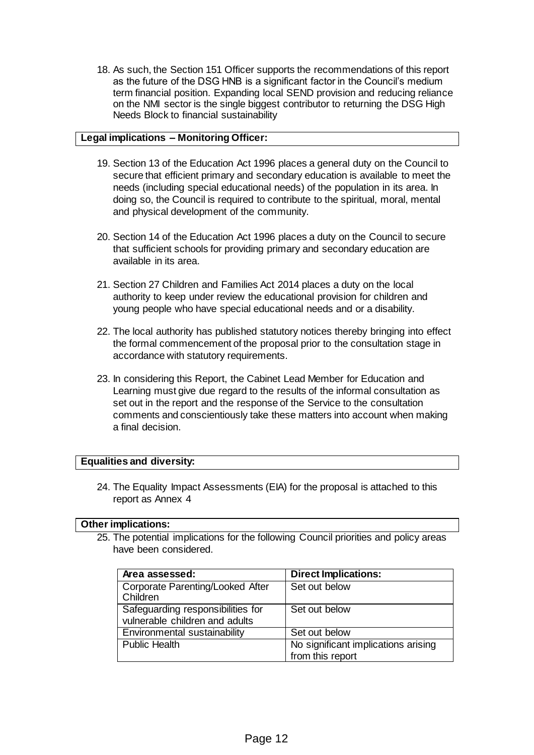18. As such, the Section 151 Officer supports the recommendations of this report as the future of the DSG HNB is a significant factor in the Council's medium term financial position. Expanding local SEND provision and reducing reliance on the NMI sector is the single biggest contributor to returning the DSG High Needs Block to financial sustainability

**Legal implications – Monitoring Officer:**

19. Section 13 of the Education Act 1996 places a general duty on the Council to secure that efficient primary and secondary education is available to meet the needs (including special educational needs) of the population in its area. In doing so, the Council is required to contribute to the spiritual, moral, mental and physical development of the community.

20. Section 14 of the Education Act 1996 places a duty on the Council to secure that sufficient schools for providing primary and secondary education are available in its area.

21. Section 27 Children and Families Act 2014 places a duty on the local authority to keep under review the educational provision for children and young people who have special educational needs and or a disability.

22. The local authority has published statutory notices thereby bringing into effect the formal commencement of the proposal prior to the consultation stage in accordance with statutory requirements.

23. In considering this Report, the Cabinet Lead Member for Education and Learning must give due regard to the results of the informal consultation as set out in the report and the response of the Service to the consultation comments and conscientiously take these matters into account when making a final decision.

**Equalities and diversity:**

24. The Equality Impact Assessments (EIA) for the proposal is attached to this report as Annex 4

**Other implications:**

25. The potential implications for the following Council priorities and policy areas have been considered.

| Area assessed: | Direct Implications: |
|---|---|
| Corporate Parenting/Looked After Children | Set out below |
| Safeguarding responsibilities for vulnerable children and adults | Set out below |
| Environmental sustainability | Set out below |
| Public Health | No significant implications arising from this report |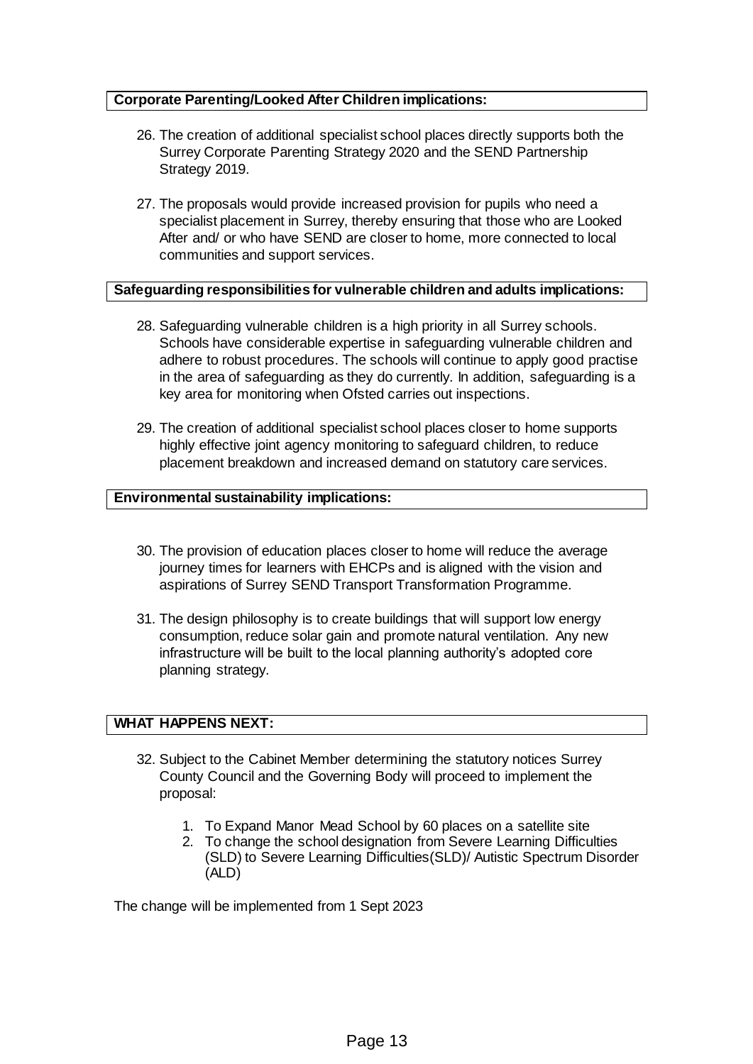**Corporate Parenting/Looked After Children implications:**

26. The creation of additional specialist school places directly supports both the Surrey Corporate Parenting Strategy 2020 and the SEND Partnership Strategy 2019.

27. The proposals would provide increased provision for pupils who need a specialist placement in Surrey, thereby ensuring that those who are Looked After and/ or who have SEND are closer to home, more connected to local communities and support services.

**Safeguarding responsibilities for vulnerable children and adults implications:**

28. Safeguarding vulnerable children is a high priority in all Surrey schools. Schools have considerable expertise in safeguarding vulnerable children and adhere to robust procedures. The schools will continue to apply good practise in the area of safeguarding as they do currently. In addition, safeguarding is a key area for monitoring when Ofsted carries out inspections.

29. The creation of additional specialist school places closer to home supports highly effective joint agency monitoring to safeguard children, to reduce placement breakdown and increased demand on statutory care services.

**Environmental sustainability implications:**

30. The provision of education places closer to home will reduce the average journey times for learners with EHCPs and is aligned with the vision and aspirations of Surrey SEND Transport Transformation Programme.

31. The design philosophy is to create buildings that will support low energy consumption, reduce solar gain and promote natural ventilation. Any new infrastructure will be built to the local planning authority's adopted core planning strategy.

**WHAT HAPPENS NEXT:**

32. Subject to the Cabinet Member determining the statutory notices Surrey County Council and the Governing Body will proceed to implement the proposal:

    1. To Expand Manor Mead School by 60 places on a satellite site
    2. To change the school designation from Severe Learning Difficulties (SLD) to Severe Learning Difficulties(SLD)/ Autistic Spectrum Disorder (ALD)

The change will be implemented from 1 Sept 2023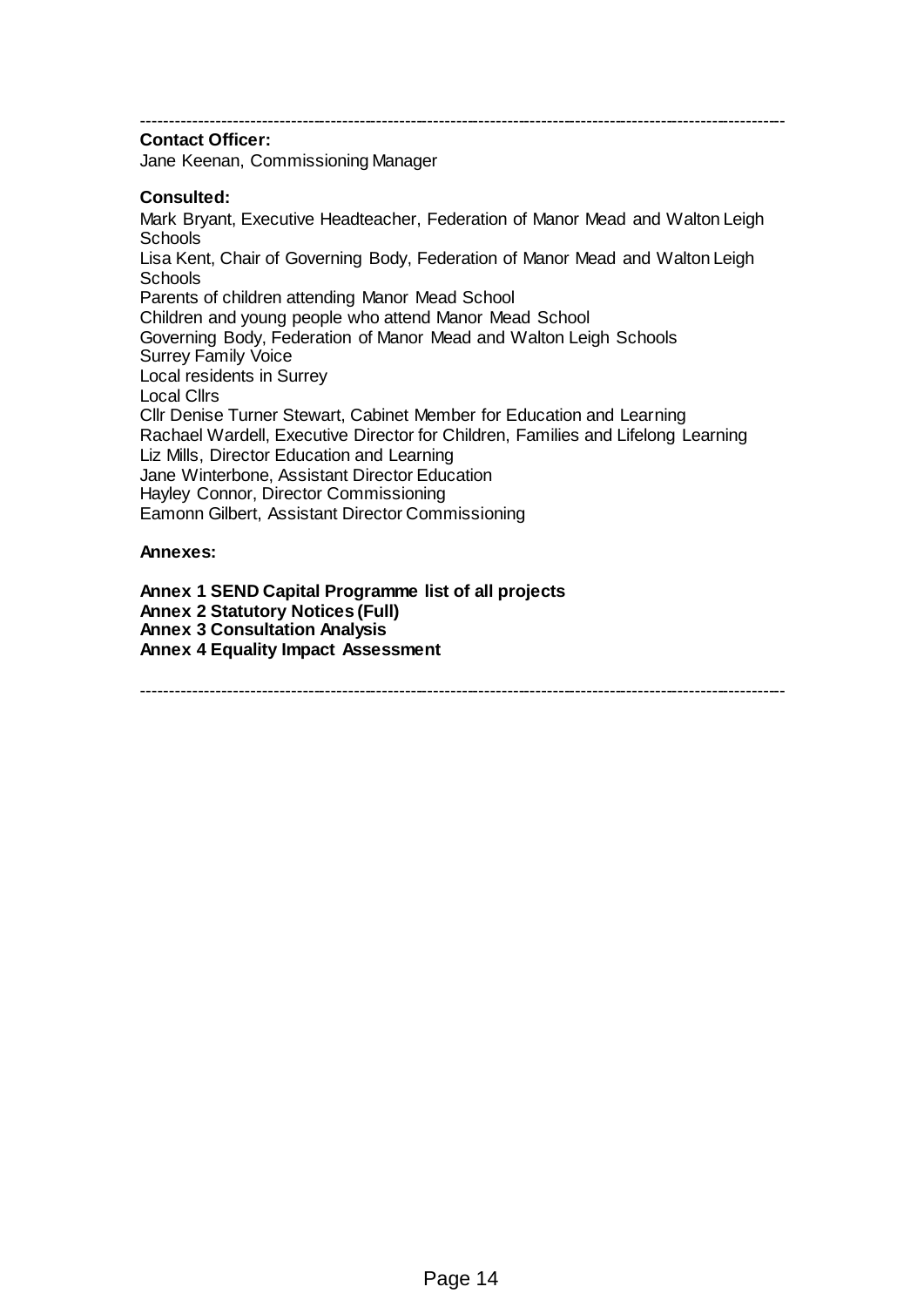---

**Contact Officer:**

Jane Keenan, Commissioning Manager

**Consulted:**

Mark Bryant, Executive Headteacher, Federation of Manor Mead and Walton Leigh Schools
Lisa Kent, Chair of Governing Body, Federation of Manor Mead and Walton Leigh Schools
Parents of children attending Manor Mead School
Children and young people who attend Manor Mead School
Governing Body, Federation of Manor Mead and Walton Leigh Schools
Surrey Family Voice
Local residents in Surrey
Local Cllrs
Cllr Denise Turner Stewart, Cabinet Member for Education and Learning
Rachael Wardell, Executive Director for Children, Families and Lifelong Learning
Liz Mills, Director Education and Learning
Jane Winterbone, Assistant Director Education
Hayley Connor, Director Commissioning
Eamonn Gilbert, Assistant Director Commissioning

**Annexes:**

**Annex 1 SEND Capital Programme list of all projects**
**Annex 2 Statutory Notices (Full)**
**Annex 3 Consultation Analysis**
**Annex 4 Equality Impact Assessment**

---